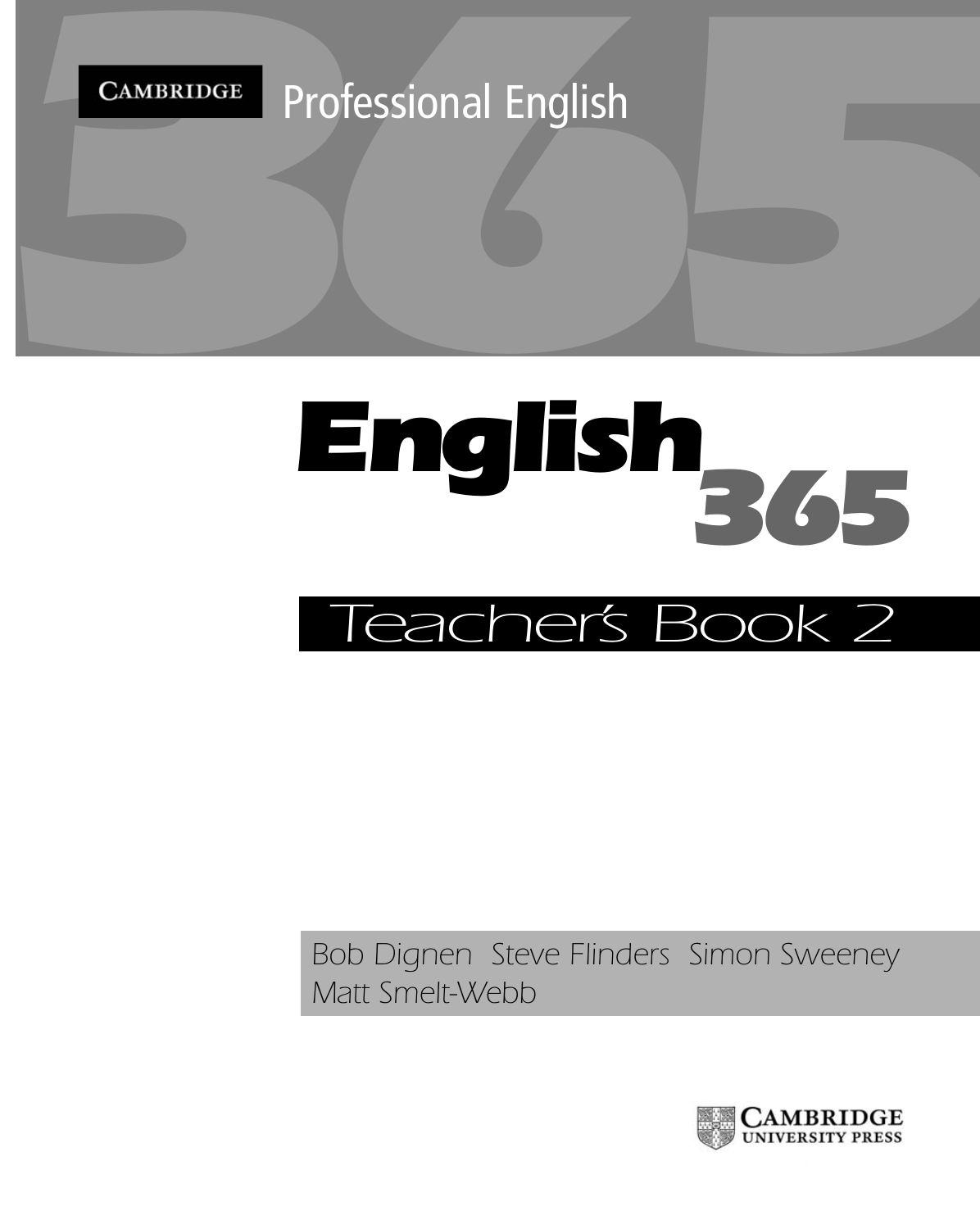CAMBRIDGE Professional English

# English 365

## Teacher's Book 2

Bob Dignen Steve Flinders Simon Sweeney
Matt Smelt-Webb

CAMBRIDGE UNIVERSITY PRESS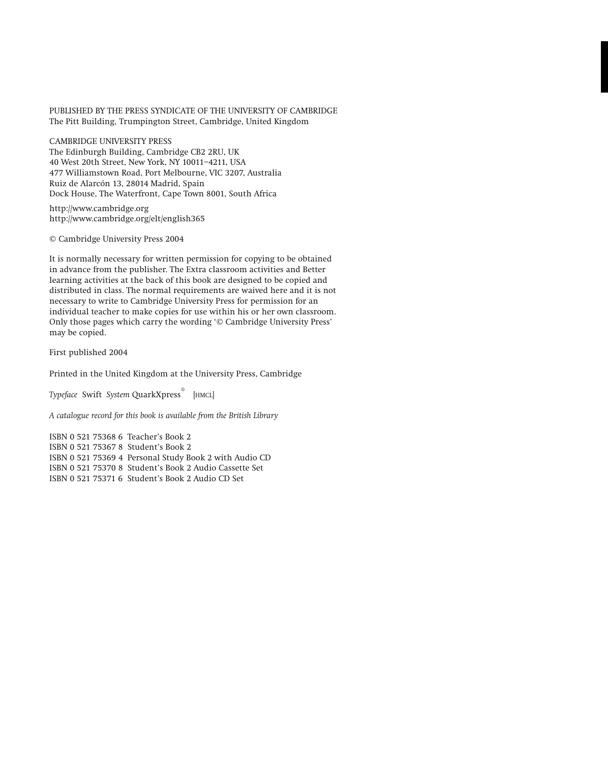PUBLISHED BY THE PRESS SYNDICATE OF THE UNIVERSITY OF CAMBRIDGE
The Pitt Building, Trumpington Street, Cambridge, United Kingdom

CAMBRIDGE UNIVERSITY PRESS
The Edinburgh Building, Cambridge CB2 2RU, UK
40 West 20th Street, New York, NY 10011–4211, USA
477 Williamstown Road, Port Melbourne, VIC 3207, Australia
Ruiz de Alarcón 13, 28014 Madrid, Spain
Dock House, The Waterfront, Cape Town 8001, South Africa

http://www.cambridge.org
http://www.cambridge.org/elt/english365

© Cambridge University Press 2004

It is normally necessary for written permission for copying to be obtained in advance from the publisher. The Extra classroom activities and Better learning activities at the back of this book are designed to be copied and distributed in class. The normal requirements are waived here and it is not necessary to write to Cambridge University Press for permission for an individual teacher to make copies for use within his or her own classroom. Only those pages which carry the wording '© Cambridge University Press' may be copied.

First published 2004

Printed in the United Kingdom at the University Press, Cambridge

*Typeface* Swift *System* QuarkXpress® [HMCL]

*A catalogue record for this book is available from the British Library*

ISBN 0 521 75368 6 Teacher's Book 2
ISBN 0 521 75367 8 Student's Book 2
ISBN 0 521 75369 4 Personal Study Book 2 with Audio CD
ISBN 0 521 75370 8 Student's Book 2 Audio Cassette Set
ISBN 0 521 75371 6 Student's Book 2 Audio CD Set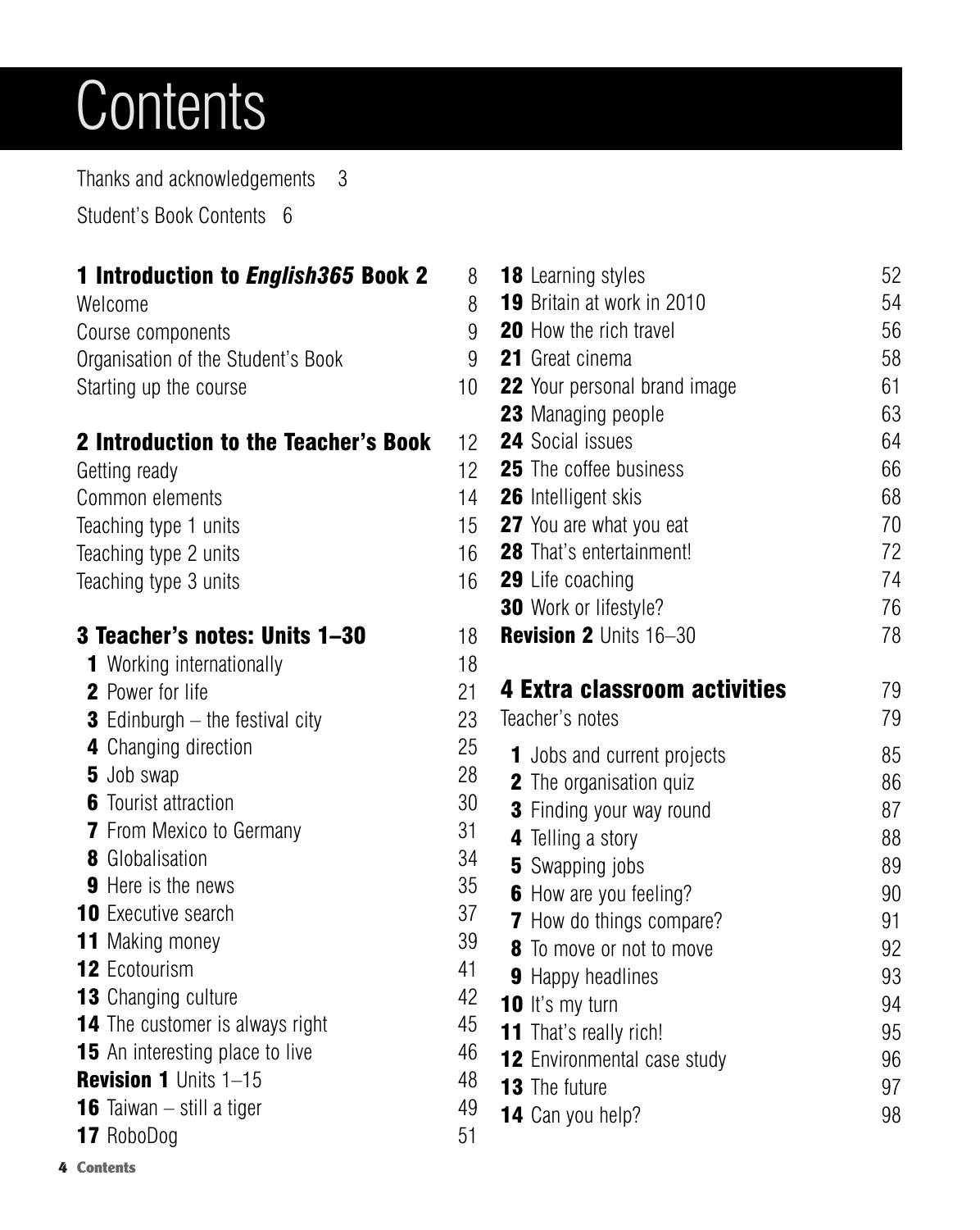# Contents

Thanks and acknowledgements 3

Student's Book Contents 6

## 1 Introduction to *English365* Book 2 — 8

Welcome 8
Course components 9
Organisation of the Student's Book 9
Starting up the course 10

## 2 Introduction to the Teacher's Book — 12

Getting ready 12
Common elements 14
Teaching type 1 units 15
Teaching type 2 units 16
Teaching type 3 units 16

## 3 Teacher's notes: Units 1–30 — 18

**1** Working internationally 18
**2** Power for life 21
**3** Edinburgh – the festival city 23
**4** Changing direction 25
**5** Job swap 28
**6** Tourist attraction 30
**7** From Mexico to Germany 31
**8** Globalisation 34
**9** Here is the news 35
**10** Executive search 37
**11** Making money 39
**12** Ecotourism 41
**13** Changing culture 42
**14** The customer is always right 45
**15** An interesting place to live 46
**Revision 1** Units 1–15 48
**16** Taiwan – still a tiger 49
**17** RoboDog 51
**18** Learning styles 52
**19** Britain at work in 2010 54
**20** How the rich travel 56
**21** Great cinema 58
**22** Your personal brand image 61
**23** Managing people 63
**24** Social issues 64
**25** The coffee business 66
**26** Intelligent skis 68
**27** You are what you eat 70
**28** That's entertainment! 72
**29** Life coaching 74
**30** Work or lifestyle? 76
**Revision 2** Units 16–30 78

## 4 Extra classroom activities — 79

Teacher's notes 79

**1** Jobs and current projects 85
**2** The organisation quiz 86
**3** Finding your way round 87
**4** Telling a story 88
**5** Swapping jobs 89
**6** How are you feeling? 90
**7** How do things compare? 91
**8** To move or not to move 92
**9** Happy headlines 93
**10** It's my turn 94
**11** That's really rich! 95
**12** Environmental case study 96
**13** The future 97
**14** Can you help? 98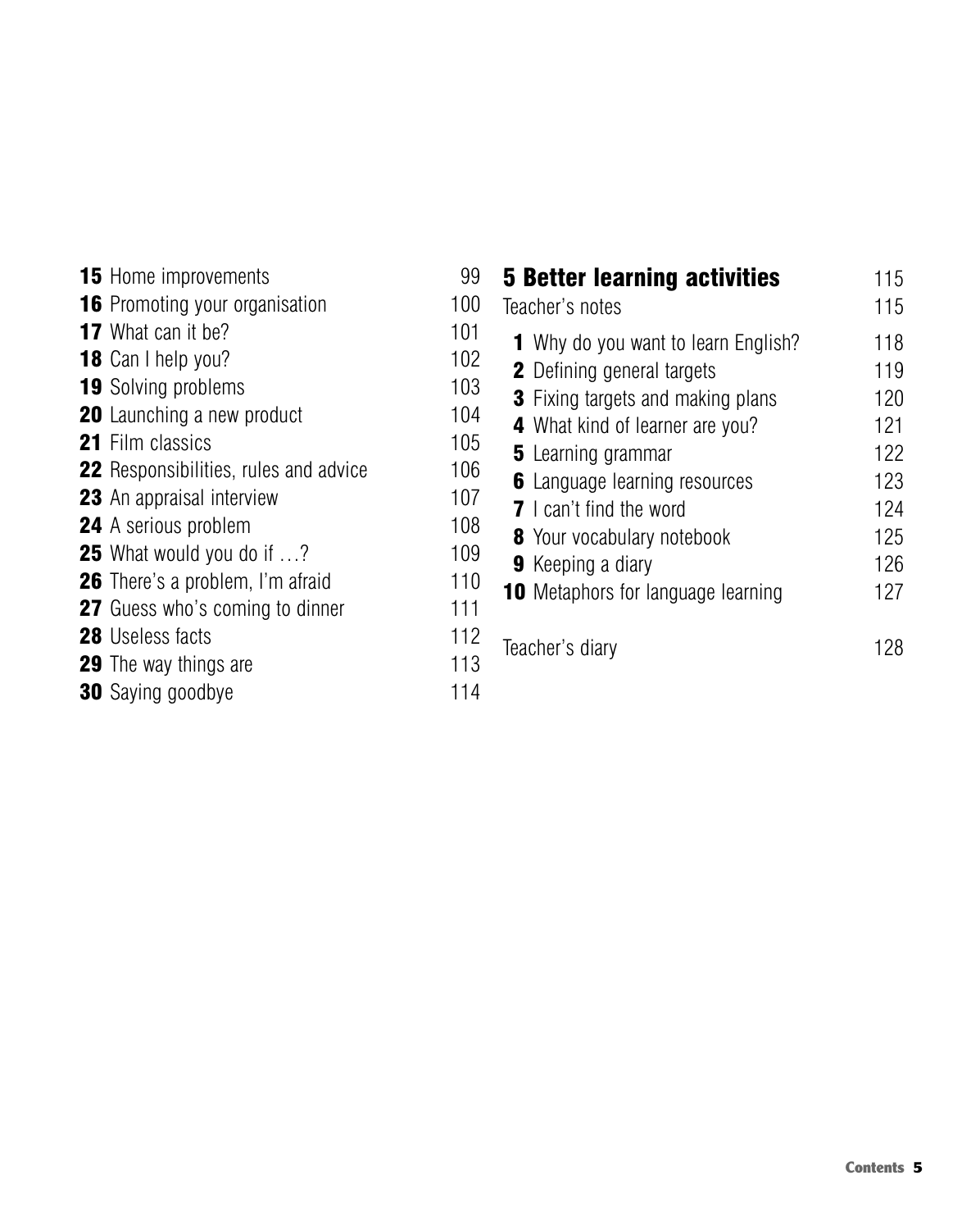**15** Home improvements 99
**16** Promoting your organisation 100
**17** What can it be? 101
**18** Can I help you? 102
**19** Solving problems 103
**20** Launching a new product 104
**21** Film classics 105
**22** Responsibilities, rules and advice 106
**23** An appraisal interview 107
**24** A serious problem 108
**25** What would you do if …? 109
**26** There's a problem, I'm afraid 110
**27** Guess who's coming to dinner 111
**28** Useless facts 112
**29** The way things are 113
**30** Saying goodbye 114

## 5 Better learning activities 115

Teacher's notes 115

**1** Why do you want to learn English? 118
**2** Defining general targets 119
**3** Fixing targets and making plans 120
**4** What kind of learner are you? 121
**5** Learning grammar 122
**6** Language learning resources 123
**7** I can't find the word 124
**8** Your vocabulary notebook 125
**9** Keeping a diary 126
**10** Metaphors for language learning 127

Teacher's diary 128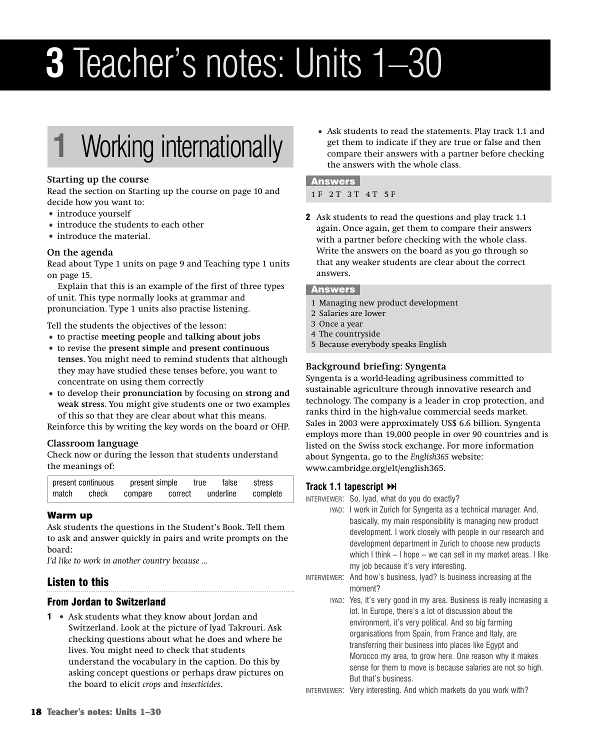# 3 Teacher's notes: Units 1–30

## 1 Working internationally

### Starting up the course

Read the section on Starting up the course on page 10 and decide how you want to:

- introduce yourself
- introduce the students to each other
- introduce the material.

### On the agenda

Read about Type 1 units on page 9 and Teaching type 1 units on page 15.

Explain that this is an example of the first of three types of unit. This type normally looks at grammar and pronunciation. Type 1 units also practise listening.

Tell the students the objectives of the lesson:

- to practise **meeting people** and **talking about jobs**
- to revise the **present simple** and **present continuous tenses**. You might need to remind students that although they may have studied these tenses before, you want to concentrate on using them correctly
- to develop their **pronunciation** by focusing on **strong and weak stress**. You might give students one or two examples of this so that they are clear about what this means.

Reinforce this by writing the key words on the board or OHP.

### Classroom language

Check now or during the lesson that students understand the meanings of:

| present continuous | present simple | true | false | stress |
|---|---|---|---|---|
| match | check | compare | correct | underline | complete |

### Warm up

Ask students the questions in the Student's Book. Tell them to ask and answer quickly in pairs and write prompts on the board:

*I'd like to work in another country because ...*

### Listen to this

#### From Jordan to Switzerland

**1** • Ask students what they know about Jordan and Switzerland. Look at the picture of Iyad Takrouri. Ask checking questions about what he does and where he lives. You might need to check that students understand the vocabulary in the caption. Do this by asking concept questions or perhaps draw pictures on the board to elicit *crops* and *insecticides*.

- Ask students to read the statements. Play track 1.1 and get them to indicate if they are true or false and then compare their answers with a partner before checking the answers with the whole class.

**Answers**

1 F 2 T 3 T 4 T 5 F

**2** Ask students to read the questions and play track 1.1 again. Once again, get them to compare their answers with a partner before checking with the whole class. Write the answers on the board as you go through so that any weaker students are clear about the correct answers.

**Answers**

1 Managing new product development
2 Salaries are lower
3 Once a year
4 The countryside
5 Because everybody speaks English

### Background briefing: Syngenta

Syngenta is a world-leading agribusiness committed to sustainable agriculture through innovative research and technology. The company is a leader in crop protection, and ranks third in the high-value commercial seeds market. Sales in 2003 were approximately US$ 6.6 billion. Syngenta employs more than 19,000 people in over 90 countries and is listed on the Swiss stock exchange. For more information about Syngenta, go to the *English365* website: www.cambridge.org/elt/english365.

#### Track 1.1 tapescript ⏭

INTERVIEWER: So, Iyad, what do you do exactly?

IYAD: I work in Zurich for Syngenta as a technical manager. And, basically, my main responsibility is managing new product development. I work closely with people in our research and development department in Zurich to choose new products which I think – I hope – we can sell in my market areas. I like my job because it's very interesting.

INTERVIEWER: And how's business, Iyad? Is business increasing at the moment?

IYAD: Yes, it's very good in my area. Business is really increasing a lot. In Europe, there's a lot of discussion about the environment, it's very political. And so big farming organisations from Spain, from France and Italy, are transferring their business into places like Egypt and Morocco my area, to grow here. One reason why it makes sense for them to move is because salaries are not so high. But that's business.

INTERVIEWER: Very interesting. And which markets do you work with?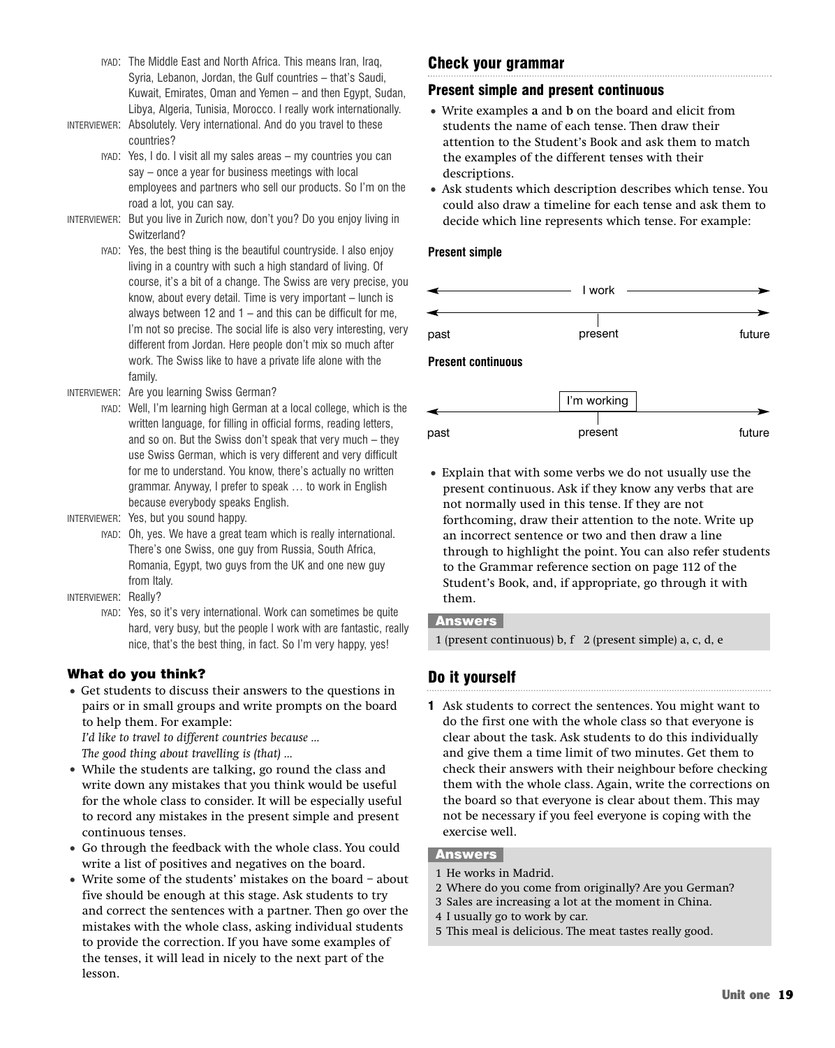IYAD: The Middle East and North Africa. This means Iran, Iraq, Syria, Lebanon, Jordan, the Gulf countries – that's Saudi, Kuwait, Emirates, Oman and Yemen – and then Egypt, Sudan, Libya, Algeria, Tunisia, Morocco. I really work internationally.

INTERVIEWER: Absolutely. Very international. And do you travel to these countries?

IYAD: Yes, I do. I visit all my sales areas – my countries you can say – once a year for business meetings with local employees and partners who sell our products. So I'm on the road a lot, you can say.

INTERVIEWER: But you live in Zurich now, don't you? Do you enjoy living in Switzerland?

IYAD: Yes, the best thing is the beautiful countryside. I also enjoy living in a country with such a high standard of living. Of course, it's a bit of a change. The Swiss are very precise, you know, about every detail. Time is very important – lunch is always between 12 and 1 – and this can be difficult for me, I'm not so precise. The social life is also very interesting, very different from Jordan. Here people don't mix so much after work. The Swiss like to have a private life alone with the family.

INTERVIEWER: Are you learning Swiss German?

IYAD: Well, I'm learning high German at a local college, which is the written language, for filling in official forms, reading letters, and so on. But the Swiss don't speak that very much – they use Swiss German, which is very different and very difficult for me to understand. You know, there's actually no written grammar. Anyway, I prefer to speak … to work in English because everybody speaks English.

INTERVIEWER: Yes, but you sound happy.

IYAD: Oh, yes. We have a great team which is really international. There's one Swiss, one guy from Russia, South Africa, Romania, Egypt, two guys from the UK and one new guy from Italy.

INTERVIEWER: Really?

IYAD: Yes, so it's very international. Work can sometimes be quite hard, very busy, but the people I work with are fantastic, really nice, that's the best thing, in fact. So I'm very happy, yes!

### What do you think?

- Get students to discuss their answers to the questions in pairs or in small groups and write prompts on the board to help them. For example:
  *I'd like to travel to different countries because ...*
  *The good thing about travelling is (that) ...*
- While the students are talking, go round the class and write down any mistakes that you think would be useful for the whole class to consider. It will be especially useful to record any mistakes in the present simple and present continuous tenses.
- Go through the feedback with the whole class. You could write a list of positives and negatives on the board.
- Write some of the students' mistakes on the board – about five should be enough at this stage. Ask students to try and correct the sentences with a partner. Then go over the mistakes with the whole class, asking individual students to provide the correction. If you have some examples of the tenses, it will lead in nicely to the next part of the lesson.

## Check your grammar

### Present simple and present continuous

- Write examples **a** and **b** on the board and elicit from students the name of each tense. Then draw their attention to the Student's Book and ask them to match the examples of the different tenses with their descriptions.
- Ask students which description describes which tense. You could also draw a timeline for each tense and ask them to decide which line represents which tense. For example:

**Present simple**

I work

past

present

future

**Present continuous**

I'm working

past

present

future

- Explain that with some verbs we do not usually use the present continuous. Ask if they know any verbs that are not normally used in this tense. If they are not forthcoming, draw their attention to the note. Write up an incorrect sentence or two and then draw a line through to highlight the point. You can also refer students to the Grammar reference section on page 112 of the Student's Book, and, if appropriate, go through it with them.

**Answers**

1 (present continuous) b, f 2 (present simple) a, c, d, e

## Do it yourself

**1** Ask students to correct the sentences. You might want to do the first one with the whole class so that everyone is clear about the task. Ask students to do this individually and give them a time limit of two minutes. Get them to check their answers with their neighbour before checking them with the whole class. Again, write the corrections on the board so that everyone is clear about them. This may not be necessary if you feel everyone is coping with the exercise well.

**Answers**

1 He works in Madrid.
2 Where do you come from originally? Are you German?
3 Sales are increasing a lot at the moment in China.
4 I usually go to work by car.
5 This meal is delicious. The meat tastes really good.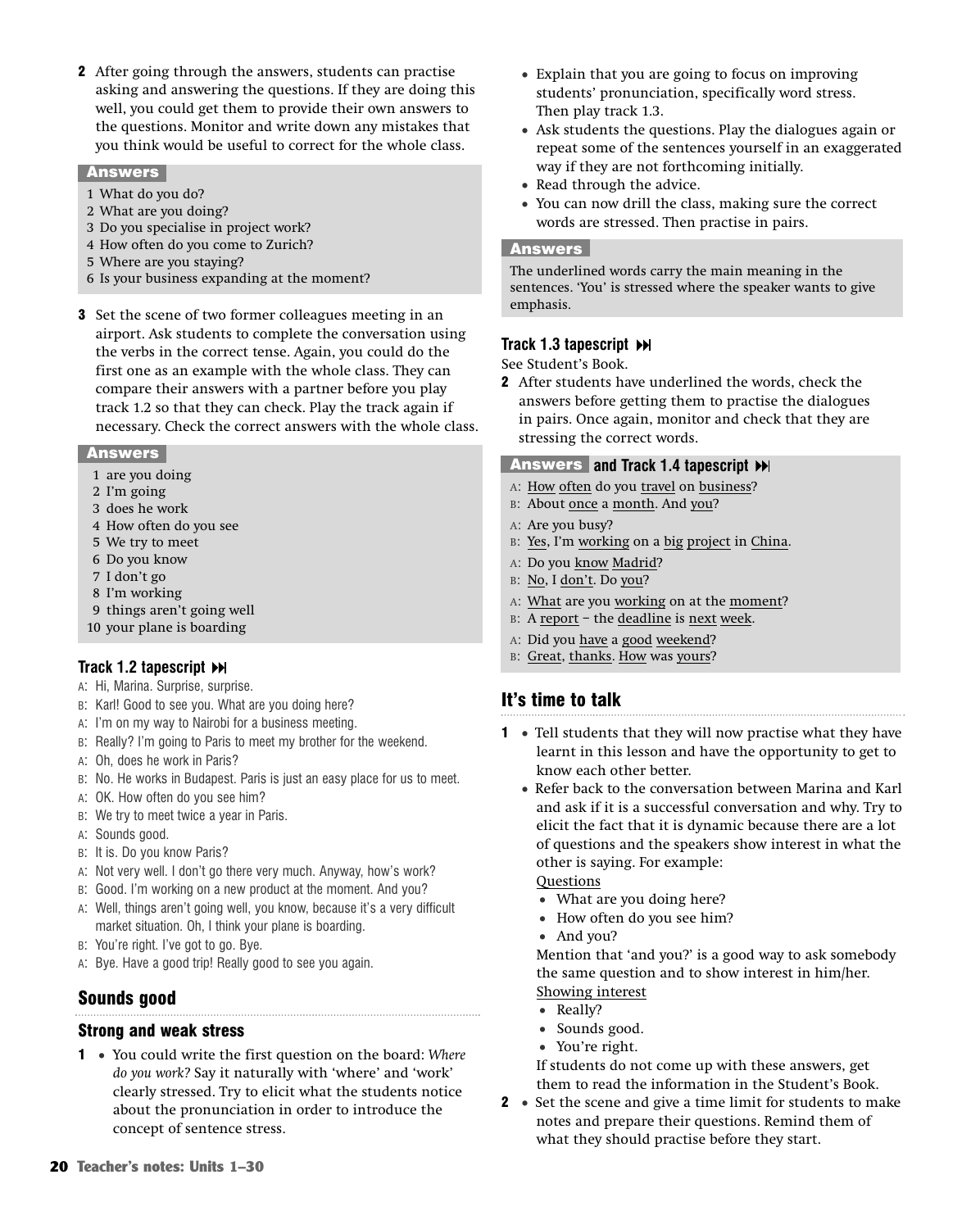**2** After going through the answers, students can practise asking and answering the questions. If they are doing this well, you could get them to provide their own answers to the questions. Monitor and write down any mistakes that you think would be useful to correct for the whole class.

**Answers**

1 What do you do?
2 What are you doing?
3 Do you specialise in project work?
4 How often do you come to Zurich?
5 Where are you staying?
6 Is your business expanding at the moment?

**3** Set the scene of two former colleagues meeting in an airport. Ask students to complete the conversation using the verbs in the correct tense. Again, you could do the first one as an example with the whole class. They can compare their answers with a partner before you play track 1.2 so that they can check. Play the track again if necessary. Check the correct answers with the whole class.

**Answers**

1 are you doing
2 I'm going
3 does he work
4 How often do you see
5 We try to meet
6 Do you know
7 I don't go
8 I'm working
9 things aren't going well
10 your plane is boarding

### Track 1.2 tapescript

A: Hi, Marina. Surprise, surprise.
B: Karl! Good to see you. What are you doing here?
A: I'm on my way to Nairobi for a business meeting.
B: Really? I'm going to Paris to meet my brother for the weekend.
A: Oh, does he work in Paris?
B: No. He works in Budapest. Paris is just an easy place for us to meet.
A: OK. How often do you see him?
B: We try to meet twice a year in Paris.
A: Sounds good.
B: It is. Do you know Paris?
A: Not very well. I don't go there very much. Anyway, how's work?
B: Good. I'm working on a new product at the moment. And you?
A: Well, things aren't going well, you know, because it's a very difficult market situation. Oh, I think your plane is boarding.
B: You're right. I've got to go. Bye.
A: Bye. Have a good trip! Really good to see you again.

## Sounds good

### Strong and weak stress

**1**
- You could write the first question on the board: *Where do you work?* Say it naturally with 'where' and 'work' clearly stressed. Try to elicit what the students notice about the pronunciation in order to introduce the concept of sentence stress.
- Explain that you are going to focus on improving students' pronunciation, specifically word stress. Then play track 1.3.
- Ask students the questions. Play the dialogues again or repeat some of the sentences yourself in an exaggerated way if they are not forthcoming initially.
- Read through the advice.
- You can now drill the class, making sure the correct words are stressed. Then practise in pairs.

**Answers**

The underlined words carry the main meaning in the sentences. 'You' is stressed where the speaker wants to give emphasis.

### Track 1.3 tapescript

See Student's Book.

**2** After students have underlined the words, check the answers before getting them to practise the dialogues in pairs. Once again, monitor and check that they are stressing the correct words.

**Answers and Track 1.4 tapescript**

A: <u>How</u> <u>often</u> do you <u>travel</u> on <u>business</u>?
B: About <u>once</u> a <u>month</u>. And <u>you</u>?
A: Are you busy?
B: <u>Yes</u>, I'm <u>working</u> on a <u>big</u> <u>project</u> in <u>China</u>.
A: Do you <u>know</u> <u>Madrid</u>?
B: <u>No</u>, I <u>don't</u>. Do <u>you</u>?
A: <u>What</u> are you <u>working</u> on at the <u>moment</u>?
B: A <u>report</u> – the <u>deadline</u> is <u>next</u> <u>week</u>.
A: Did you <u>have</u> a <u>good</u> <u>weekend</u>?
B: <u>Great</u>, <u>thanks</u>. <u>How</u> was <u>yours</u>?

## It's time to talk

**1**
- Tell students that they will now practise what they have learnt in this lesson and have the opportunity to get to know each other better.
- Refer back to the conversation between Marina and Karl and ask if it is a successful conversation and why. Try to elicit the fact that it is dynamic because there are a lot of questions and the speakers show interest in what the other is saying. For example:

  <u>Questions</u>
  - What are you doing here?
  - How often do you see him?
  - And you?

  Mention that 'and you?' is a good way to ask somebody the same question and to show interest in him/her.

  <u>Showing interest</u>
  - Really?
  - Sounds good.
  - You're right.

  If students do not come up with these answers, get them to read the information in the Student's Book.

**2**
- Set the scene and give a time limit for students to make notes and prepare their questions. Remind them of what they should practise before they start.